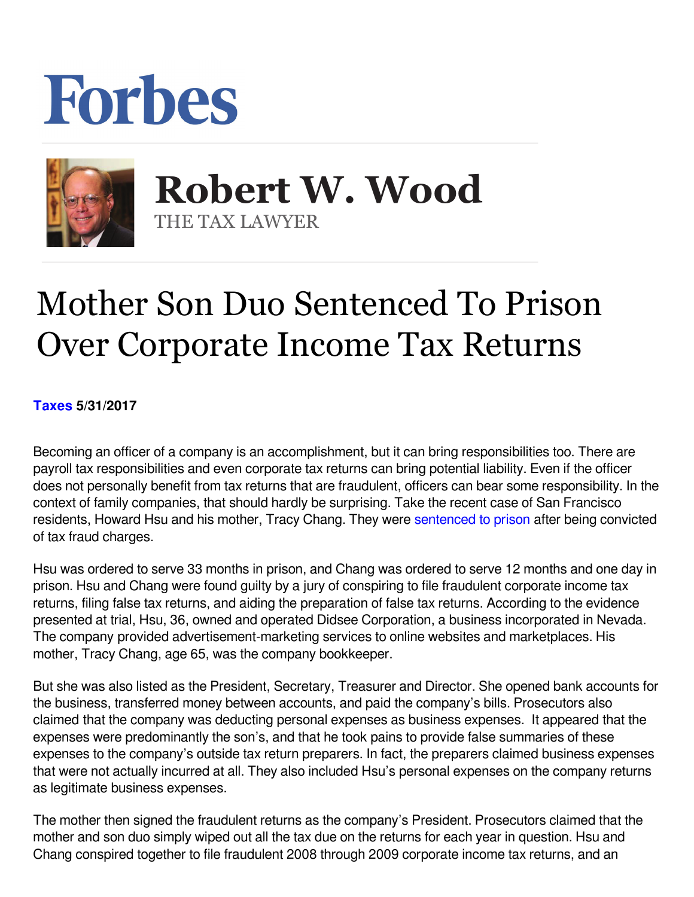# Forbes

## Robert W. Wood

THE TAX LAWYER

# Mother Son Duo Sentenced To Prison Over Corporate Income Tax Returns

**Taxes 5/31/2017**

Becoming an officer of a company is an accomplishment, but it can bring responsibilities too. There are payroll tax responsibilities and even corporate tax returns can bring potential liability. Even if the officer does not personally benefit from tax returns that are fraudulent, officers can bear some responsibility. In the context of family companies, that should hardly be surprising. Take the recent case of San Francisco residents, Howard Hsu and his mother, Tracy Chang. They were sentenced to prison after being convicted of tax fraud charges.

Hsu was ordered to serve 33 months in prison, and Chang was ordered to serve 12 months and one day in prison. Hsu and Chang were found guilty by a jury of conspiring to file fraudulent corporate income tax returns, filing false tax returns, and aiding the preparation of false tax returns. According to the evidence presented at trial, Hsu, 36, owned and operated Didsee Corporation, a business incorporated in Nevada. The company provided advertisement-marketing services to online websites and marketplaces. His mother, Tracy Chang, age 65, was the company bookkeeper.

But she was also listed as the President, Secretary, Treasurer and Director. She opened bank accounts for the business, transferred money between accounts, and paid the company's bills. Prosecutors also claimed that the company was deducting personal expenses as business expenses. It appeared that the expenses were predominantly the son's, and that he took pains to provide false summaries of these expenses to the company's outside tax return preparers. In fact, the preparers claimed business expenses that were not actually incurred at all. They also included Hsu's personal expenses on the company returns as legitimate business expenses.

The mother then signed the fraudulent returns as the company's President. Prosecutors claimed that the mother and son duo simply wiped out all the tax due on the returns for each year in question. Hsu and Chang conspired together to file fraudulent 2008 through 2009 corporate income tax returns, and an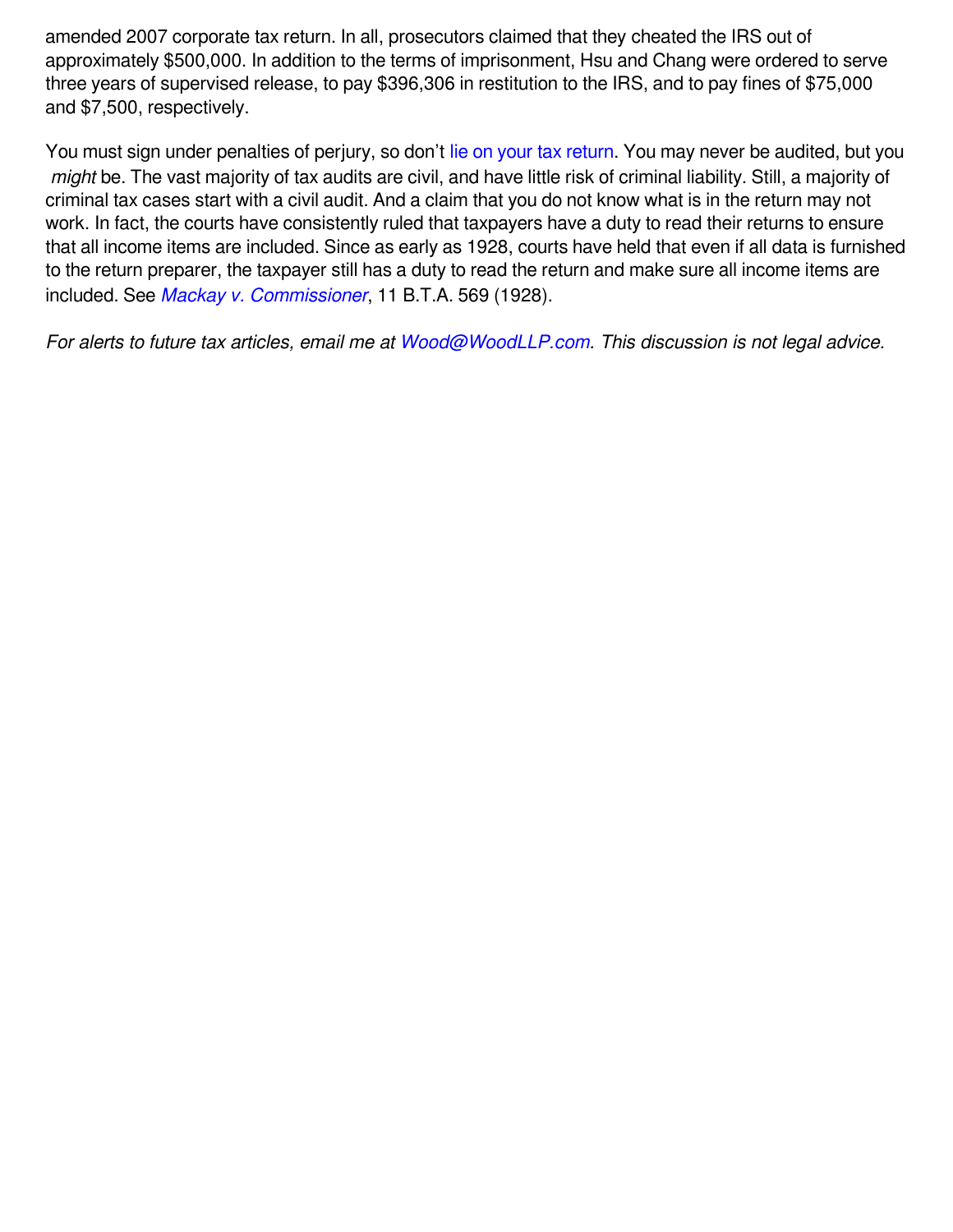amended 2007 corporate tax return. In all, prosecutors claimed that they cheated the IRS out of approximately $500,000. In addition to the terms of imprisonment, Hsu and Chang were ordered to serve three years of supervised release, to pay $396,306 in restitution to the IRS, and to pay fines of $75,000 and $7,500, respectively.

You must sign under penalties of perjury, so don't lie on your tax return. You may never be audited, but you *might* be. The vast majority of tax audits are civil, and have little risk of criminal liability. Still, a majority of criminal tax cases start with a civil audit. And a claim that you do not know what is in the return may not work. In fact, the courts have consistently ruled that taxpayers have a duty to read their returns to ensure that all income items are included. Since as early as 1928, courts have held that even if all data is furnished to the return preparer, the taxpayer still has a duty to read the return and make sure all income items are included. See *Mackay v. Commissioner*, 11 B.T.A. 569 (1928).

*For alerts to future tax articles, email me at Wood@WoodLLP.com. This discussion is not legal advice.*